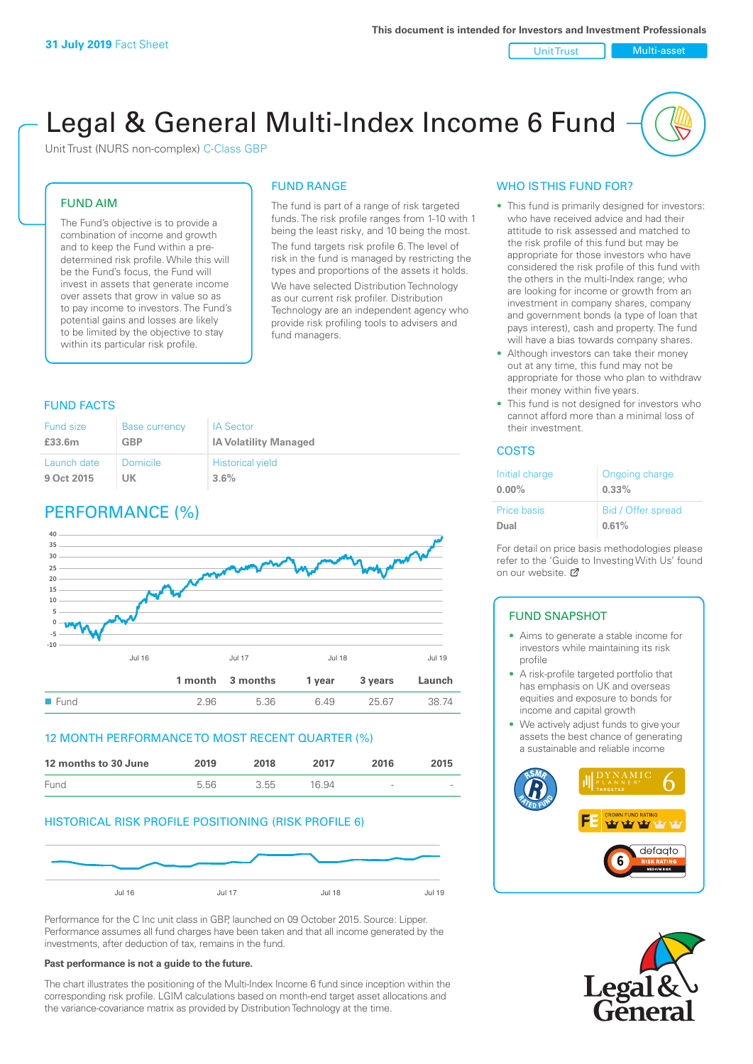**31 July 2019** Fact Sheet

This document is intended for Investors and Investment Professionals

Unit Trust | Multi-asset

# Legal & General Multi-Index Income 6 Fund

Unit Trust (NURS non-complex) C-Class GBP

## FUND AIM

The Fund's objective is to provide a combination of income and growth and to keep the Fund within a pre-determined risk profile. While this will be the Fund's focus, the Fund will invest in assets that generate income over assets that grow in value so as to pay income to investors. The Fund's potential gains and losses are likely to be limited by the objective to stay within its particular risk profile.

## FUND RANGE

The fund is part of a range of risk targeted funds. The risk profile ranges from 1-10 with 1 being the least risky, and 10 being the most.

The fund targets risk profile 6. The level of risk in the fund is managed by restricting the types and proportions of the assets it holds.

We have selected Distribution Technology as our current risk profiler. Distribution Technology are an independent agency who provide risk profiling tools to advisers and fund managers.

## FUND FACTS

| Fund size | Base currency | IA Sector |
|---|---|---|
| **£33.6m** | **GBP** | **IA Volatility Managed** |
| Launch date | Domicile | Historical yield |
| **9 Oct 2015** | **UK** | **3.6%** |

## PERFORMANCE (%)

| | 1 month | 3 months | 1 year | 3 years | Launch |
|---|---|---|---|---|---|
| Fund | 2.96 | 5.36 | 6.49 | 25.67 | 38.74 |

## 12 MONTH PERFORMANCE TO MOST RECENT QUARTER (%)

| 12 months to 30 June | 2019 | 2018 | 2017 | 2016 | 2015 |
|---|---|---|---|---|---|
| Fund | 5.56 | 3.55 | 16.94 | - | - |

## HISTORICAL RISK PROFILE POSITIONING (RISK PROFILE 6)

Performance for the C Inc unit class in GBP, launched on 09 October 2015. Source: Lipper. Performance assumes all fund charges have been taken and that all income generated by the investments, after deduction of tax, remains in the fund.

**Past performance is not a guide to the future.**

The chart illustrates the positioning of the Multi-Index Income 6 fund since inception within the corresponding risk profile. LGIM calculations based on month-end target asset allocations and the variance-covariance matrix as provided by Distribution Technology at the time.

## WHO IS THIS FUND FOR?

- This fund is primarily designed for investors: who have received advice and had their attitude to risk assessed and matched to the risk profile of this fund but may be appropriate for those investors who have considered the risk profile of this fund with the others in the multi-Index range; who are looking for income or growth from an investment in company shares, company and government bonds (a type of loan that pays interest), cash and property. The fund will have a bias towards company shares.
- Although investors can take their money out at any time, this fund may not be appropriate for those who plan to withdraw their money within five years.
- This fund is not designed for investors who cannot afford more than a minimal loss of their investment.

## COSTS

| Initial charge | Ongoing charge |
|---|---|
| **0.00%** | **0.33%** |
| Price basis | Bid / Offer spread |
| **Dual** | **0.61%** |

For detail on price basis methodologies please refer to the 'Guide to Investing With Us' found on our website.

## FUND SNAPSHOT

- Aims to generate a stable income for investors while maintaining its risk profile
- A risk-profile targeted portfolio that has emphasis on UK and overseas equities and exposure to bonds for income and capital growth
- We actively adjust funds to give your assets the best chance of generating a sustainable and reliable income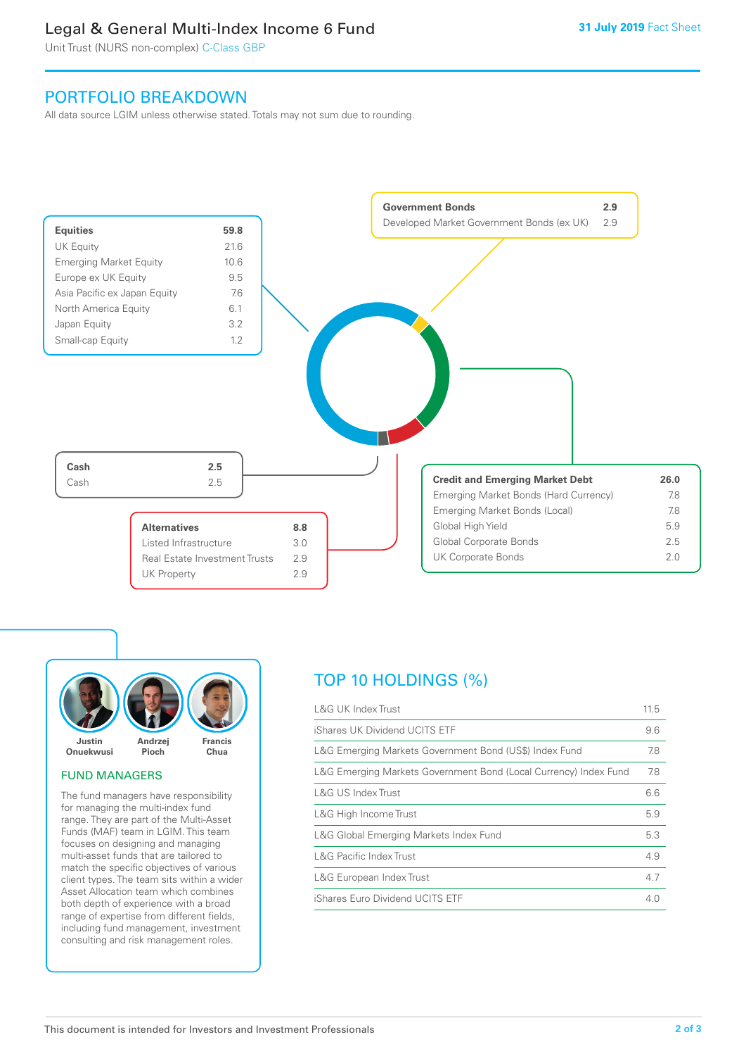# Legal & General Multi-Index Income 6 Fund

Unit Trust (NURS non-complex) C-Class GBP

31 July 2019 Fact Sheet

## PORTFOLIO BREAKDOWN

All data source LGIM unless otherwise stated. Totals may not sum due to rounding.

| Equities | 59.8 |
|---|---|
| UK Equity | 21.6 |
| Emerging Market Equity | 10.6 |
| Europe ex UK Equity | 9.5 |
| Asia Pacific ex Japan Equity | 7.6 |
| North America Equity | 6.1 |
| Japan Equity | 3.2 |
| Small-cap Equity | 1.2 |

| Government Bonds | 2.9 |
|---|---|
| Developed Market Government Bonds (ex UK) | 2.9 |

| Cash | 2.5 |
|---|---|
| Cash | 2.5 |

| Alternatives | 8.8 |
|---|---|
| Listed Infrastructure | 3.0 |
| Real Estate Investment Trusts | 2.9 |
| UK Property | 2.9 |

| Credit and Emerging Market Debt | 26.0 |
|---|---|
| Emerging Market Bonds (Hard Currency) | 7.8 |
| Emerging Market Bonds (Local) | 7.8 |
| Global High Yield | 5.9 |
| Global Corporate Bonds | 2.5 |
| UK Corporate Bonds | 2.0 |

Justin Onuekwusi, Andrzej Pioch, Francis Chua

### FUND MANAGERS

The fund managers have responsibility for managing the multi-index fund range. They are part of the Multi-Asset Funds (MAF) team in LGIM. This team focuses on designing and managing multi-asset funds that are tailored to match the specific objectives of various client types. The team sits within a wider Asset Allocation team which combines both depth of experience with a broad range of expertise from different fields, including fund management, investment consulting and risk management roles.

## TOP 10 HOLDINGS (%)

| Holding | % |
|---|---|
| L&G UK Index Trust | 11.5 |
| iShares UK Dividend UCITS ETF | 9.6 |
| L&G Emerging Markets Government Bond (US$) Index Fund | 7.8 |
| L&G Emerging Markets Government Bond (Local Currency) Index Fund | 7.8 |
| L&G US Index Trust | 6.6 |
| L&G High Income Trust | 5.9 |
| L&G Global Emerging Markets Index Fund | 5.3 |
| L&G Pacific Index Trust | 4.9 |
| L&G European Index Trust | 4.7 |
| iShares Euro Dividend UCITS ETF | 4.0 |

This document is intended for Investors and Investment Professionals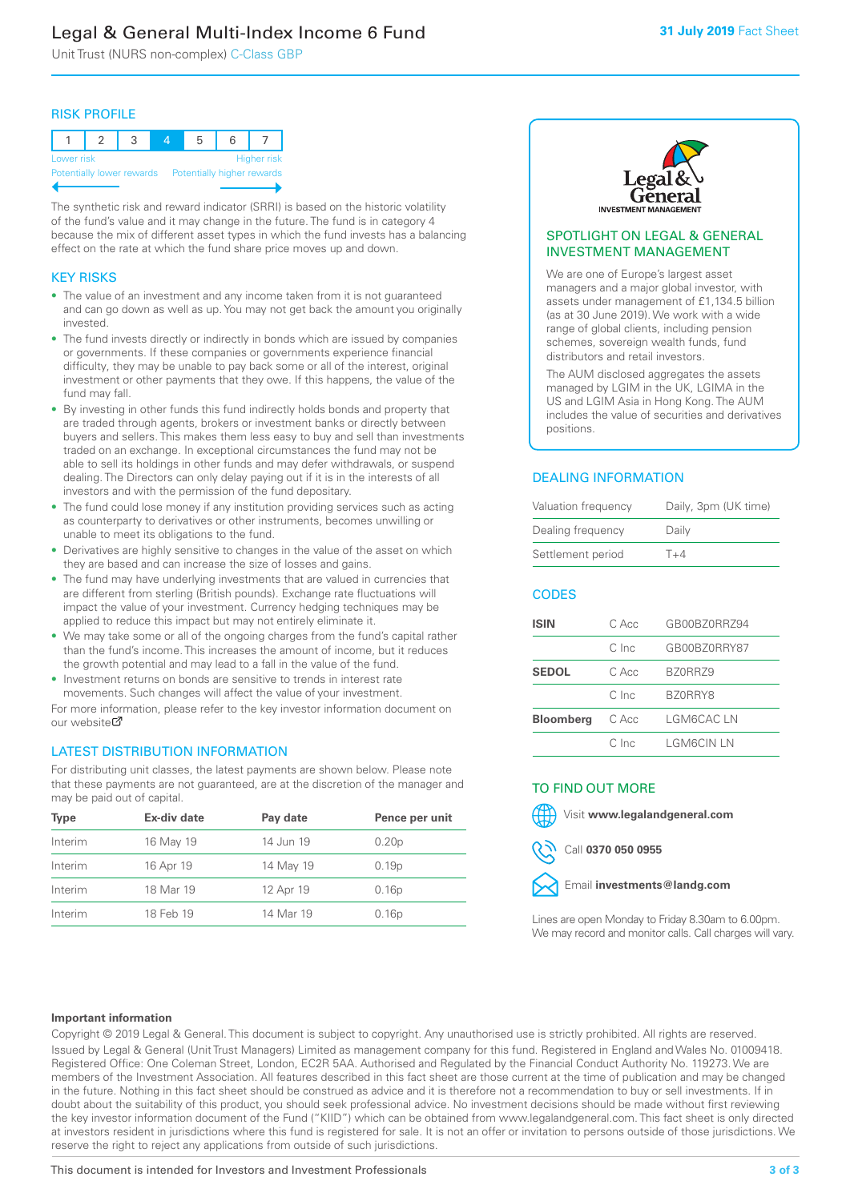# Legal & General Multi-Index Income 6 Fund

Unit Trust (NURS non-complex) C-Class GBP

**31 July 2019** Fact Sheet

## RISK PROFILE

| 1 | 2 | 3 | 4 | 5 | 6 | 7 |
|---|---|---|---|---|---|---|

Lower risk — Higher risk

Potentially lower rewards — Potentially higher rewards

The synthetic risk and reward indicator (SRRI) is based on the historic volatility of the fund's value and it may change in the future. The fund is in category 4 because the mix of different asset types in which the fund invests has a balancing effect on the rate at which the fund share price moves up and down.

## KEY RISKS

- The value of an investment and any income taken from it is not guaranteed and can go down as well as up. You may not get back the amount you originally invested.
- The fund invests directly or indirectly in bonds which are issued by companies or governments. If these companies or governments experience financial difficulty, they may be unable to pay back some or all of the interest, original investment or other payments that they owe. If this happens, the value of the fund may fall.
- By investing in other funds this fund indirectly holds bonds and property that are traded through agents, brokers or investment banks or directly between buyers and sellers. This makes them less easy to buy and sell than investments traded on an exchange. In exceptional circumstances the fund may not be able to sell its holdings in other funds and may defer withdrawals, or suspend dealing. The Directors can only delay paying out if it is in the interests of all investors and with the permission of the fund depositary.
- The fund could lose money if any institution providing services such as acting as counterparty to derivatives or other instruments, becomes unwilling or unable to meet its obligations to the fund.
- Derivatives are highly sensitive to changes in the value of the asset on which they are based and can increase the size of losses and gains.
- The fund may have underlying investments that are valued in currencies that are different from sterling (British pounds). Exchange rate fluctuations will impact the value of your investment. Currency hedging techniques may be applied to reduce this impact but may not entirely eliminate it.
- We may take some or all of the ongoing charges from the fund's capital rather than the fund's income. This increases the amount of income, but it reduces the growth potential and may lead to a fall in the value of the fund.
- Investment returns on bonds are sensitive to trends in interest rate movements. Such changes will affect the value of your investment.

For more information, please refer to the key investor information document on our website

## LATEST DISTRIBUTION INFORMATION

For distributing unit classes, the latest payments are shown below. Please note that these payments are not guaranteed, are at the discretion of the manager and may be paid out of capital.

| Type | Ex-div date | Pay date | Pence per unit |
|---|---|---|---|
| Interim | 16 May 19 | 14 Jun 19 | 0.20p |
| Interim | 16 Apr 19 | 14 May 19 | 0.19p |
| Interim | 18 Mar 19 | 12 Apr 19 | 0.16p |
| Interim | 18 Feb 19 | 14 Mar 19 | 0.16p |

## SPOTLIGHT ON LEGAL & GENERAL INVESTMENT MANAGEMENT

We are one of Europe's largest asset managers and a major global investor, with assets under management of £1,134.5 billion (as at 30 June 2019). We work with a wide range of global clients, including pension schemes, sovereign wealth funds, fund distributors and retail investors.

The AUM disclosed aggregates the assets managed by LGIM in the UK, LGIMA in the US and LGIM Asia in Hong Kong. The AUM includes the value of securities and derivatives positions.

## DEALING INFORMATION

| | |
|---|---|
| Valuation frequency | Daily, 3pm (UK time) |
| Dealing frequency | Daily |
| Settlement period | T+4 |

## CODES

| | | |
|---|---|---|
| **ISIN** | C Acc | GB00BZ0RRZ94 |
| | C Inc | GB00BZ0RRY87 |
| **SEDOL** | C Acc | BZ0RRZ9 |
| | C Inc | BZ0RRY8 |
| **Bloomberg** | C Acc | LGM6CAC LN |
| | C Inc | LGM6CIN LN |

## TO FIND OUT MORE

Visit **www.legalandgeneral.com**

Call **0370 050 0955**

Email **investments@landg.com**

Lines are open Monday to Friday 8.30am to 6.00pm. We may record and monitor calls. Call charges will vary.

**Important information**

Copyright © 2019 Legal & General. This document is subject to copyright. Any unauthorised use is strictly prohibited. All rights are reserved. Issued by Legal & General (Unit Trust Managers) Limited as management company for this fund. Registered in England and Wales No. 01009418. Registered Office: One Coleman Street, London, EC2R 5AA. Authorised and Regulated by the Financial Conduct Authority No. 119273. We are members of the Investment Association. All features described in this fact sheet are those current at the time of publication and may be changed in the future. Nothing in this fact sheet should be construed as advice and it is therefore not a recommendation to buy or sell investments. If in doubt about the suitability of this product, you should seek professional advice. No investment decisions should be made without first reviewing the key investor information document of the Fund ("KIID") which can be obtained from www.legalandgeneral.com. This fact sheet is only directed at investors resident in jurisdictions where this fund is registered for sale. It is not an offer or invitation to persons outside of those jurisdictions. We reserve the right to reject any applications from outside of such jurisdictions.

This document is intended for Investors and Investment Professionals